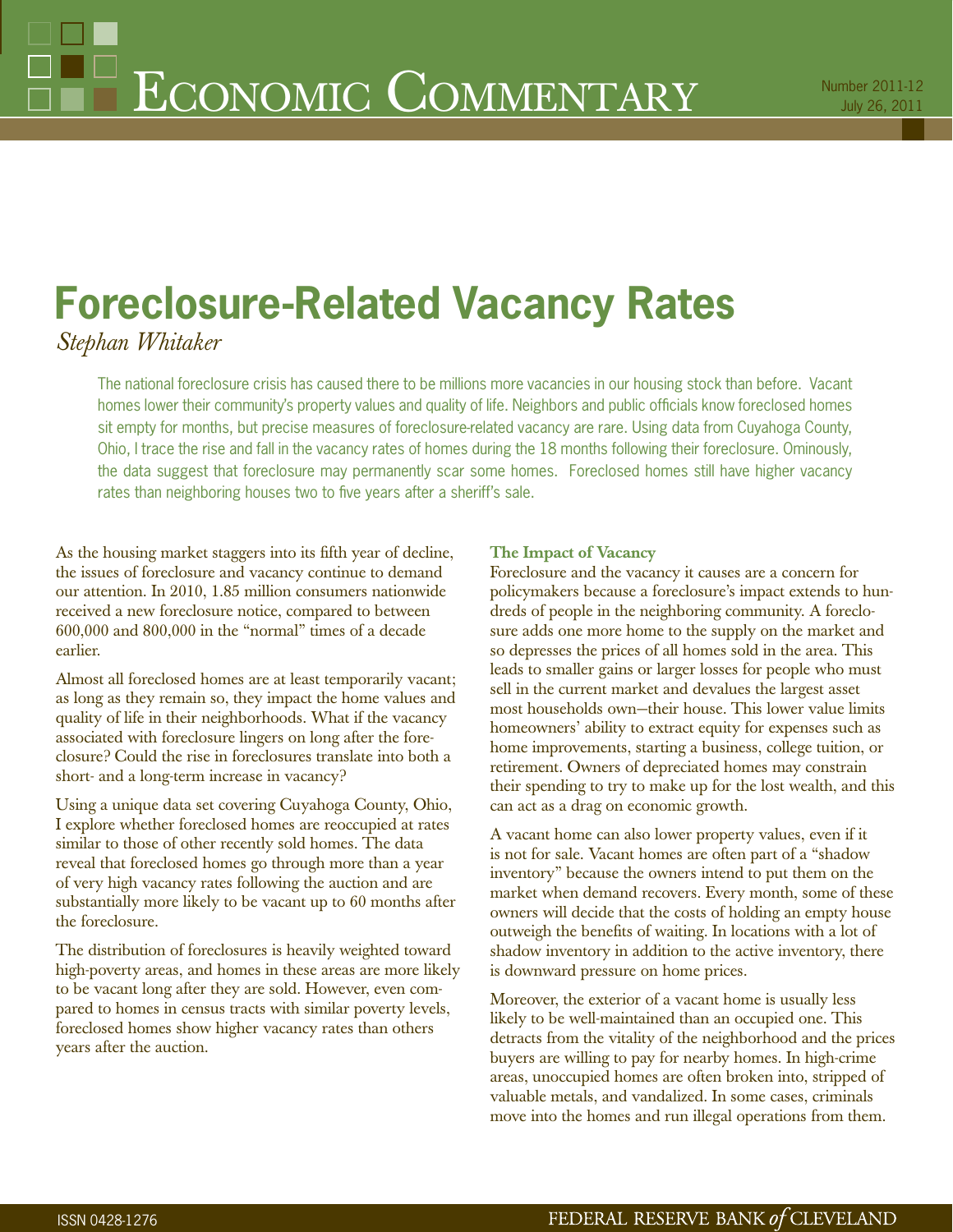# Economic Commentary

Number 2011-12
July 26, 2011

# Foreclosure-Related Vacancy Rates

*Stephan Whitaker*

The national foreclosure crisis has caused there to be millions more vacancies in our housing stock than before. Vacant homes lower their community's property values and quality of life. Neighbors and public officials know foreclosed homes sit empty for months, but precise measures of foreclosure-related vacancy are rare. Using data from Cuyahoga County, Ohio, I trace the rise and fall in the vacancy rates of homes during the 18 months following their foreclosure. Ominously, the data suggest that foreclosure may permanently scar some homes. Foreclosed homes still have higher vacancy rates than neighboring houses two to five years after a sheriff's sale.

As the housing market staggers into its fifth year of decline, the issues of foreclosure and vacancy continue to demand our attention. In 2010, 1.85 million consumers nationwide received a new foreclosure notice, compared to between 600,000 and 800,000 in the "normal" times of a decade earlier.

Almost all foreclosed homes are at least temporarily vacant; as long as they remain so, they impact the home values and quality of life in their neighborhoods. What if the vacancy associated with foreclosure lingers on long after the foreclosure? Could the rise in foreclosures translate into both a short- and a long-term increase in vacancy?

Using a unique data set covering Cuyahoga County, Ohio, I explore whether foreclosed homes are reoccupied at rates similar to those of other recently sold homes. The data reveal that foreclosed homes go through more than a year of very high vacancy rates following the auction and are substantially more likely to be vacant up to 60 months after the foreclosure.

The distribution of foreclosures is heavily weighted toward high-poverty areas, and homes in these areas are more likely to be vacant long after they are sold. However, even compared to homes in census tracts with similar poverty levels, foreclosed homes show higher vacancy rates than others years after the auction.

### The Impact of Vacancy

Foreclosure and the vacancy it causes are a concern for policymakers because a foreclosure's impact extends to hundreds of people in the neighboring community. A foreclosure adds one more home to the supply on the market and so depresses the prices of all homes sold in the area. This leads to smaller gains or larger losses for people who must sell in the current market and devalues the largest asset most households own—their house. This lower value limits homeowners' ability to extract equity for expenses such as home improvements, starting a business, college tuition, or retirement. Owners of depreciated homes may constrain their spending to try to make up for the lost wealth, and this can act as a drag on economic growth.

A vacant home can also lower property values, even if it is not for sale. Vacant homes are often part of a "shadow inventory" because the owners intend to put them on the market when demand recovers. Every month, some of these owners will decide that the costs of holding an empty house outweigh the benefits of waiting. In locations with a lot of shadow inventory in addition to the active inventory, there is downward pressure on home prices.

Moreover, the exterior of a vacant home is usually less likely to be well-maintained than an occupied one. This detracts from the vitality of the neighborhood and the prices buyers are willing to pay for nearby homes. In high-crime areas, unoccupied homes are often broken into, stripped of valuable metals, and vandalized. In some cases, criminals move into the homes and run illegal operations from them.

ISSN 0428-1276

FEDERAL RESERVE BANK *of* CLEVELAND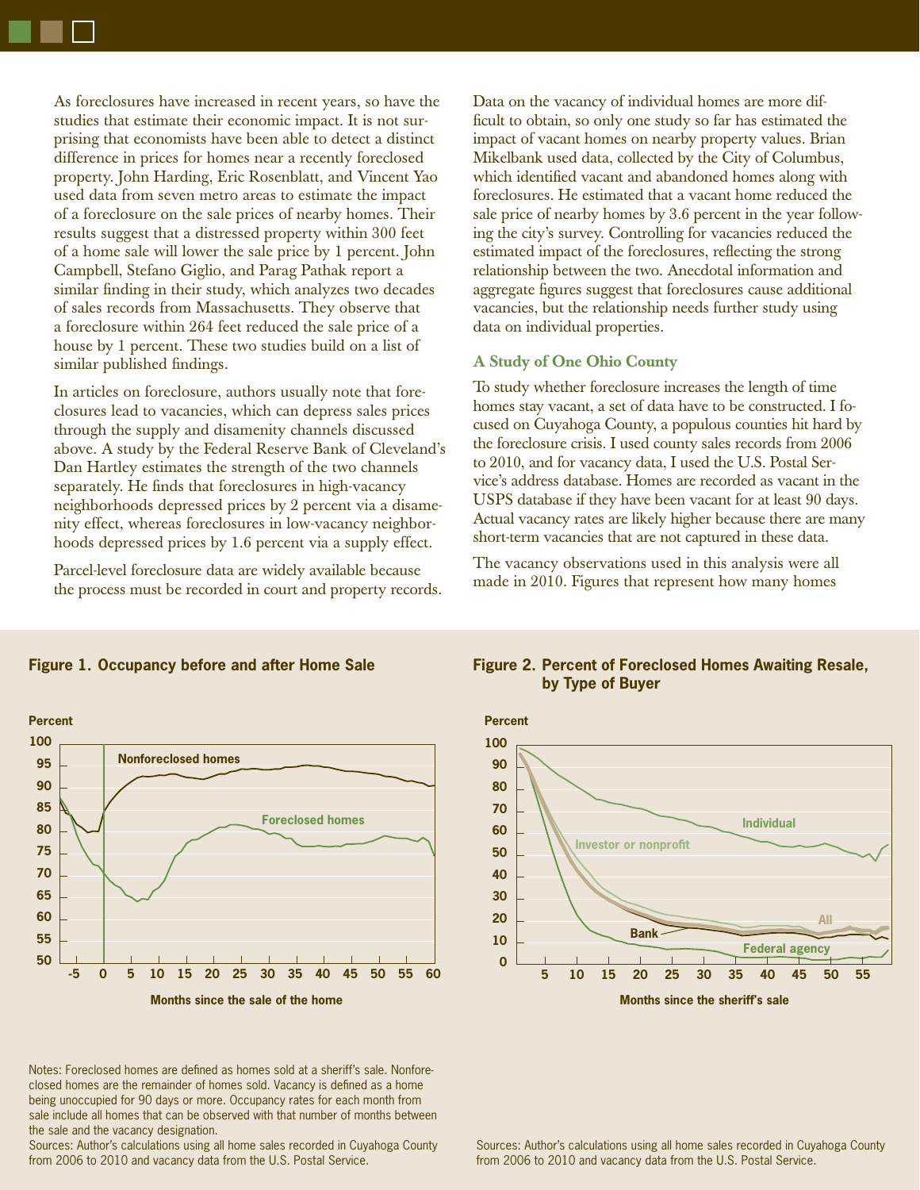As foreclosures have increased in recent years, so have the studies that estimate their economic impact. It is not surprising that economists have been able to detect a distinct difference in prices for homes near a recently foreclosed property. John Harding, Eric Rosenblatt, and Vincent Yao used data from seven metro areas to estimate the impact of a foreclosure on the sale prices of nearby homes. Their results suggest that a distressed property within 300 feet of a home sale will lower the sale price by 1 percent. John Campbell, Stefano Giglio, and Parag Pathak report a similar finding in their study, which analyzes two decades of sales records from Massachusetts. They observe that a foreclosure within 264 feet reduced the sale price of a house by 1 percent. These two studies build on a list of similar published findings.

In articles on foreclosure, authors usually note that foreclosures lead to vacancies, which can depress sales prices through the supply and disamenity channels discussed above. A study by the Federal Reserve Bank of Cleveland's Dan Hartley estimates the strength of the two channels separately. He finds that foreclosures in high-vacancy neighborhoods depressed prices by 2 percent via a disamenity effect, whereas foreclosures in low-vacancy neighborhoods depressed prices by 1.6 percent via a supply effect.

Parcel-level foreclosure data are widely available because the process must be recorded in court and property records. Data on the vacancy of individual homes are more difficult to obtain, so only one study so far has estimated the impact of vacant homes on nearby property values. Brian Mikelbank used data, collected by the City of Columbus, which identified vacant and abandoned homes along with foreclosures. He estimated that a vacant home reduced the sale price of nearby homes by 3.6 percent in the year following the city's survey. Controlling for vacancies reduced the estimated impact of the foreclosures, reflecting the strong relationship between the two. Anecdotal information and aggregate figures suggest that foreclosures cause additional vacancies, but the relationship needs further study using data on individual properties.

### A Study of One Ohio County

To study whether foreclosure increases the length of time homes stay vacant, a set of data have to be constructed. I focused on Cuyahoga County, a populous counties hit hard by the foreclosure crisis. I used county sales records from 2006 to 2010, and for vacancy data, I used the U.S. Postal Service's address database. Homes are recorded as vacant in the USPS database if they have been vacant for at least 90 days. Actual vacancy rates are likely higher because there are many short-term vacancies that are not captured in these data.

The vacancy observations used in this analysis were all made in 2010. Figures that represent how many homes

**Figure 1. Occupancy before and after Home Sale**

Notes: Foreclosed homes are defined as homes sold at a sheriff's sale. Nonforeclosed homes are the remainder of homes sold. Vacancy is defined as a home being unoccupied for 90 days or more. Occupancy rates for each month from sale include all homes that can be observed with that number of months between the sale and the vacancy designation.

Sources: Author's calculations using all home sales recorded in Cuyahoga County from 2006 to 2010 and vacancy data from the U.S. Postal Service.

**Figure 2. Percent of Foreclosed Homes Awaiting Resale, by Type of Buyer**

Sources: Author's calculations using all home sales recorded in Cuyahoga County from 2006 to 2010 and vacancy data from the U.S. Postal Service.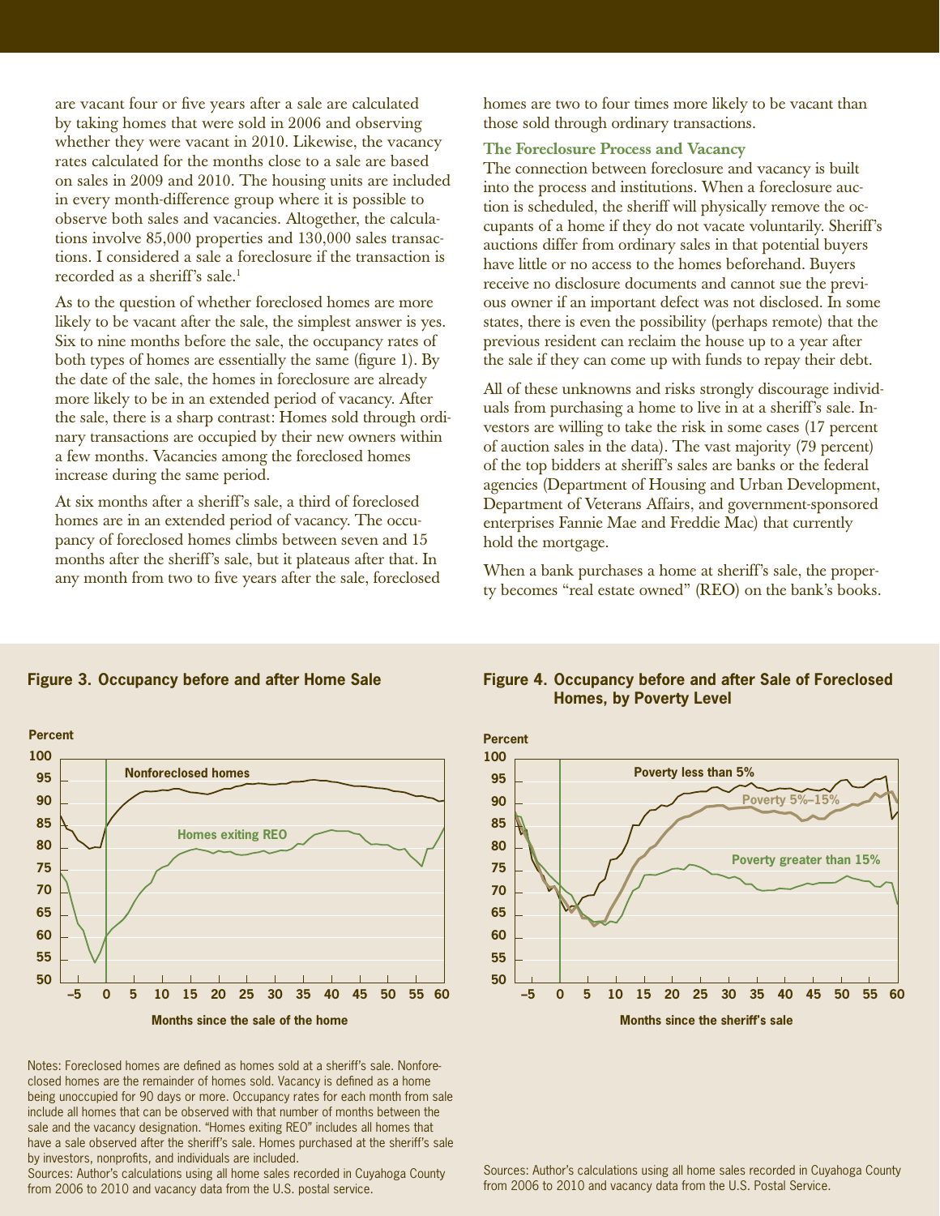are vacant four or five years after a sale are calculated by taking homes that were sold in 2006 and observing whether they were vacant in 2010. Likewise, the vacancy rates calculated for the months close to a sale are based on sales in 2009 and 2010. The housing units are included in every month-difference group where it is possible to observe both sales and vacancies. Altogether, the calculations involve 85,000 properties and 130,000 sales transactions. I considered a sale a foreclosure if the transaction is recorded as a sheriff's sale.[1]

As to the question of whether foreclosed homes are more likely to be vacant after the sale, the simplest answer is yes. Six to nine months before the sale, the occupancy rates of both types of homes are essentially the same (figure 1). By the date of the sale, the homes in foreclosure are already more likely to be in an extended period of vacancy. After the sale, there is a sharp contrast: Homes sold through ordinary transactions are occupied by their new owners within a few months. Vacancies among the foreclosed homes increase during the same period.

At six months after a sheriff's sale, a third of foreclosed homes are in an extended period of vacancy. The occupancy of foreclosed homes climbs between seven and 15 months after the sheriff's sale, but it plateaus after that. In any month from two to five years after the sale, foreclosed homes are two to four times more likely to be vacant than those sold through ordinary transactions.

### The Foreclosure Process and Vacancy

The connection between foreclosure and vacancy is built into the process and institutions. When a foreclosure auction is scheduled, the sheriff will physically remove the occupants of a home if they do not vacate voluntarily. Sheriff's auctions differ from ordinary sales in that potential buyers have little or no access to the homes beforehand. Buyers receive no disclosure documents and cannot sue the previous owner if an important defect was not disclosed. In some states, there is even the possibility (perhaps remote) that the previous resident can reclaim the house up to a year after the sale if they can come up with funds to repay their debt.

All of these unknowns and risks strongly discourage individuals from purchasing a home to live in at a sheriff's sale. Investors are willing to take the risk in some cases (17 percent of auction sales in the data). The vast majority (79 percent) of the top bidders at sheriff's sales are banks or the federal agencies (Department of Housing and Urban Development, Department of Veterans Affairs, and government-sponsored enterprises Fannie Mae and Freddie Mac) that currently hold the mortgage.

When a bank purchases a home at sheriff's sale, the property becomes "real estate owned" (REO) on the bank's books.

**Figure 3. Occupancy before and after Home Sale**

Notes: Foreclosed homes are defined as homes sold at a sheriff's sale. Nonforeclosed homes are the remainder of homes sold. Vacancy is defined as a home being unoccupied for 90 days or more. Occupancy rates for each month from sale include all homes that can be observed with that number of months between the sale and the vacancy designation. "Homes exiting REO" includes all homes that have a sale observed after the sheriff's sale. Homes purchased at the sheriff's sale by investors, nonprofits, and individuals are included.

Sources: Author's calculations using all home sales recorded in Cuyahoga County from 2006 to 2010 and vacancy data from the U.S. postal service.

**Figure 4. Occupancy before and after Sale of Foreclosed Homes, by Poverty Level**

Sources: Author's calculations using all home sales recorded in Cuyahoga County from 2006 to 2010 and vacancy data from the U.S. Postal Service.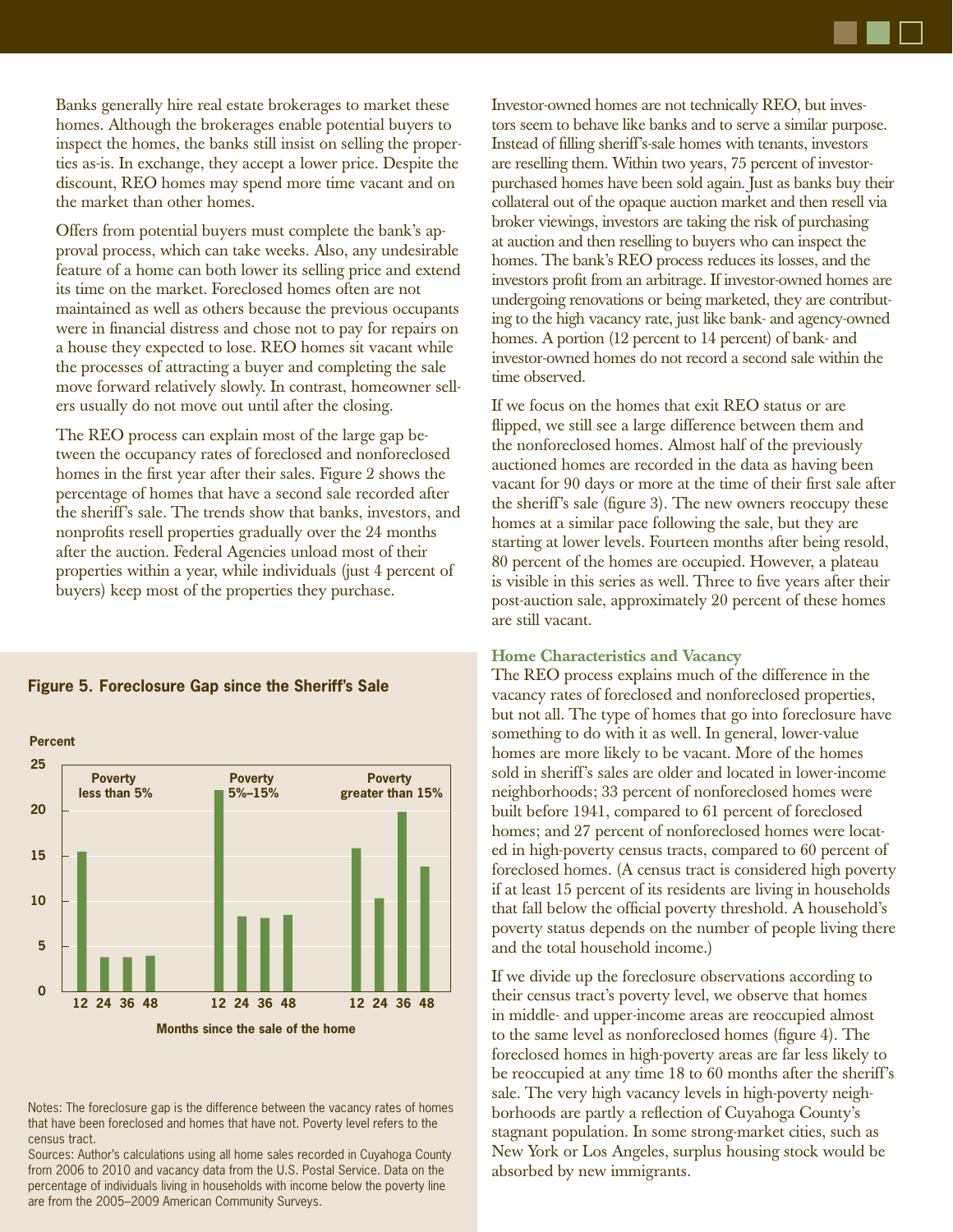Banks generally hire real estate brokerages to market these homes. Although the brokerages enable potential buyers to inspect the homes, the banks still insist on selling the properties as-is. In exchange, they accept a lower price. Despite the discount, REO homes may spend more time vacant and on the market than other homes.

Offers from potential buyers must complete the bank's approval process, which can take weeks. Also, any undesirable feature of a home can both lower its selling price and extend its time on the market. Foreclosed homes often are not maintained as well as others because the previous occupants were in financial distress and chose not to pay for repairs on a house they expected to lose. REO homes sit vacant while the processes of attracting a buyer and completing the sale move forward relatively slowly. In contrast, homeowner sellers usually do not move out until after the closing.

The REO process can explain most of the large gap between the occupancy rates of foreclosed and nonforeclosed homes in the first year after their sales. Figure 2 shows the percentage of homes that have a second sale recorded after the sheriff's sale. The trends show that banks, investors, and nonprofits resell properties gradually over the 24 months after the auction. Federal Agencies unload most of their properties within a year, while individuals (just 4 percent of buyers) keep most of the properties they purchase.

**Figure 5. Foreclosure Gap since the Sheriff's Sale**

Notes: The foreclosure gap is the difference between the vacancy rates of homes that have been foreclosed and homes that have not. Poverty level refers to the census tract.

Sources: Author's calculations using all home sales recorded in Cuyahoga County from 2006 to 2010 and vacancy data from the U.S. Postal Service. Data on the percentage of individuals living in households with income below the poverty line are from the 2005–2009 American Community Surveys.

Investor-owned homes are not technically REO, but investors seem to behave like banks and to serve a similar purpose. Instead of filling sheriff's-sale homes with tenants, investors are reselling them. Within two years, 75 percent of investor-purchased homes have been sold again. Just as banks buy their collateral out of the opaque auction market and then resell via broker viewings, investors are taking the risk of purchasing at auction and then reselling to buyers who can inspect the homes. The bank's REO process reduces its losses, and the investors profit from an arbitrage. If investor-owned homes are undergoing renovations or being marketed, they are contributing to the high vacancy rate, just like bank- and agency-owned homes. A portion (12 percent to 14 percent) of bank- and investor-owned homes do not record a second sale within the time observed.

If we focus on the homes that exit REO status or are flipped, we still see a large difference between them and the nonforeclosed homes. Almost half of the previously auctioned homes are recorded in the data as having been vacant for 90 days or more at the time of their first sale after the sheriff's sale (figure 3). The new owners reoccupy these homes at a similar pace following the sale, but they are starting at lower levels. Fourteen months after being resold, 80 percent of the homes are occupied. However, a plateau is visible in this series as well. Three to five years after their post-auction sale, approximately 20 percent of these homes are still vacant.

### Home Characteristics and Vacancy

The REO process explains much of the difference in the vacancy rates of foreclosed and nonforeclosed properties, but not all. The type of homes that go into foreclosure have something to do with it as well. In general, lower-value homes are more likely to be vacant. More of the homes sold in sheriff's sales are older and located in lower-income neighborhoods; 33 percent of nonforeclosed homes were built before 1941, compared to 61 percent of foreclosed homes; and 27 percent of nonforeclosed homes were located in high-poverty census tracts, compared to 60 percent of foreclosed homes. (A census tract is considered high poverty if at least 15 percent of its residents are living in households that fall below the official poverty threshold. A household's poverty status depends on the number of people living there and the total household income.)

If we divide up the foreclosure observations according to their census tract's poverty level, we observe that homes in middle- and upper-income areas are reoccupied almost to the same level as nonforeclosed homes (figure 4). The foreclosed homes in high-poverty areas are far less likely to be reoccupied at any time 18 to 60 months after the sheriff's sale. The very high vacancy levels in high-poverty neighborhoods are partly a reflection of Cuyahoga County's stagnant population. In some strong-market cities, such as New York or Los Angeles, surplus housing stock would be absorbed by new immigrants.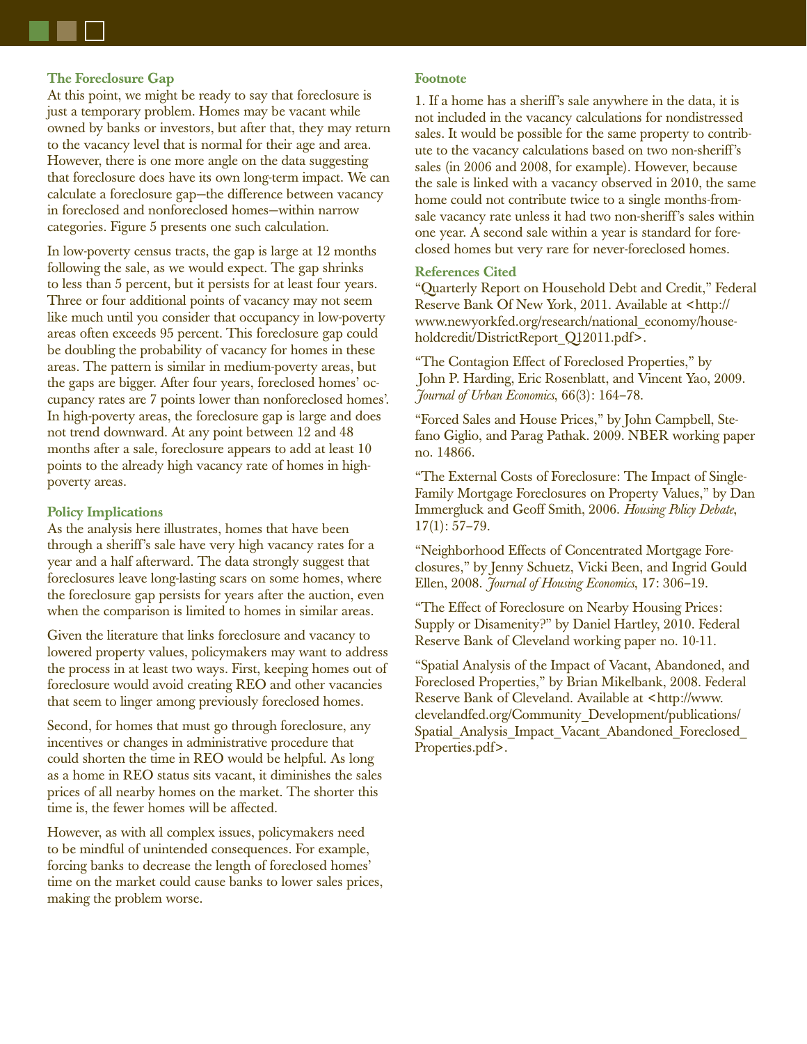### The Foreclosure Gap

At this point, we might be ready to say that foreclosure is just a temporary problem. Homes may be vacant while owned by banks or investors, but after that, they may return to the vacancy level that is normal for their age and area. However, there is one more angle on the data suggesting that foreclosure does have its own long-term impact. We can calculate a foreclosure gap—the difference between vacancy in foreclosed and nonforeclosed homes—within narrow categories. Figure 5 presents one such calculation.

In low-poverty census tracts, the gap is large at 12 months following the sale, as we would expect. The gap shrinks to less than 5 percent, but it persists for at least four years. Three or four additional points of vacancy may not seem like much until you consider that occupancy in low-poverty areas often exceeds 95 percent. This foreclosure gap could be doubling the probability of vacancy for homes in these areas. The pattern is similar in medium-poverty areas, but the gaps are bigger. After four years, foreclosed homes' occupancy rates are 7 points lower than nonforeclosed homes'. In high-poverty areas, the foreclosure gap is large and does not trend downward. At any point between 12 and 48 months after a sale, foreclosure appears to add at least 10 points to the already high vacancy rate of homes in high-poverty areas.

### Policy Implications

As the analysis here illustrates, homes that have been through a sheriff's sale have very high vacancy rates for a year and a half afterward. The data strongly suggest that foreclosures leave long-lasting scars on some homes, where the foreclosure gap persists for years after the auction, even when the comparison is limited to homes in similar areas.

Given the literature that links foreclosure and vacancy to lowered property values, policymakers may want to address the process in at least two ways. First, keeping homes out of foreclosure would avoid creating REO and other vacancies that seem to linger among previously foreclosed homes.

Second, for homes that must go through foreclosure, any incentives or changes in administrative procedure that could shorten the time in REO would be helpful. As long as a home in REO status sits vacant, it diminishes the sales prices of all nearby homes on the market. The shorter this time is, the fewer homes will be affected.

However, as with all complex issues, policymakers need to be mindful of unintended consequences. For example, forcing banks to decrease the length of foreclosed homes' time on the market could cause banks to lower sales prices, making the problem worse.

### Footnote

1. If a home has a sheriff's sale anywhere in the data, it is not included in the vacancy calculations for nondistressed sales. It would be possible for the same property to contribute to the vacancy calculations based on two non-sheriff's sales (in 2006 and 2008, for example). However, because the sale is linked with a vacancy observed in 2010, the same home could not contribute twice to a single months-from-sale vacancy rate unless it had two non-sheriff's sales within one year. A second sale within a year is standard for foreclosed homes but very rare for never-foreclosed homes.

### References Cited

"Quarterly Report on Household Debt and Credit," Federal Reserve Bank Of New York, 2011. Available at <http://www.newyorkfed.org/research/national_economy/householdcredit/DistrictReport_Q12011.pdf>.

"The Contagion Effect of Foreclosed Properties," by John P. Harding, Eric Rosenblatt, and Vincent Yao, 2009. *Journal of Urban Economics*, 66(3): 164–78.

"Forced Sales and House Prices," by John Campbell, Stefano Giglio, and Parag Pathak. 2009. NBER working paper no. 14866.

"The External Costs of Foreclosure: The Impact of Single-Family Mortgage Foreclosures on Property Values," by Dan Immergluck and Geoff Smith, 2006. *Housing Policy Debate*, 17(1): 57–79.

"Neighborhood Effects of Concentrated Mortgage Foreclosures," by Jenny Schuetz, Vicki Been, and Ingrid Gould Ellen, 2008. *Journal of Housing Economics*, 17: 306–19.

"The Effect of Foreclosure on Nearby Housing Prices: Supply or Disamenity?" by Daniel Hartley, 2010. Federal Reserve Bank of Cleveland working paper no. 10-11.

"Spatial Analysis of the Impact of Vacant, Abandoned, and Foreclosed Properties," by Brian Mikelbank, 2008. Federal Reserve Bank of Cleveland. Available at <http://www.clevelandfed.org/Community_Development/publications/Spatial_Analysis_Impact_Vacant_Abandoned_Foreclosed_Properties.pdf>.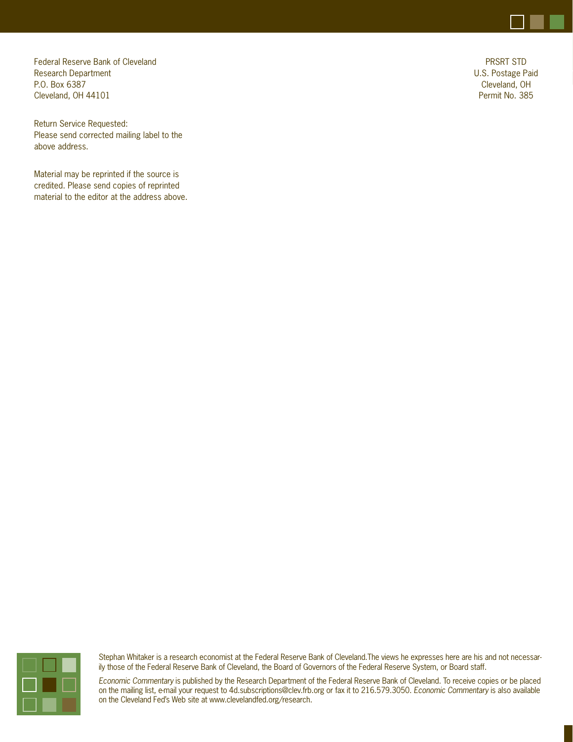Federal Reserve Bank of Cleveland
Research Department
P.O. Box 6387
Cleveland, OH 44101

PRSRT STD
U.S. Postage Paid
Cleveland, OH
Permit No. 385

Return Service Requested:
Please send corrected mailing label to the above address.

Material may be reprinted if the source is credited. Please send copies of reprinted material to the editor at the address above.

Stephan Whitaker is a research economist at the Federal Reserve Bank of Cleveland.The views he expresses here are his and not necessarily those of the Federal Reserve Bank of Cleveland, the Board of Governors of the Federal Reserve System, or Board staff.

*Economic Commentary* is published by the Research Department of the Federal Reserve Bank of Cleveland. To receive copies or be placed on the mailing list, e-mail your request to 4d.subscriptions@clev.frb.org or fax it to 216.579.3050. *Economic Commentary* is also available on the Cleveland Fed's Web site at www.clevelandfed.org/research.